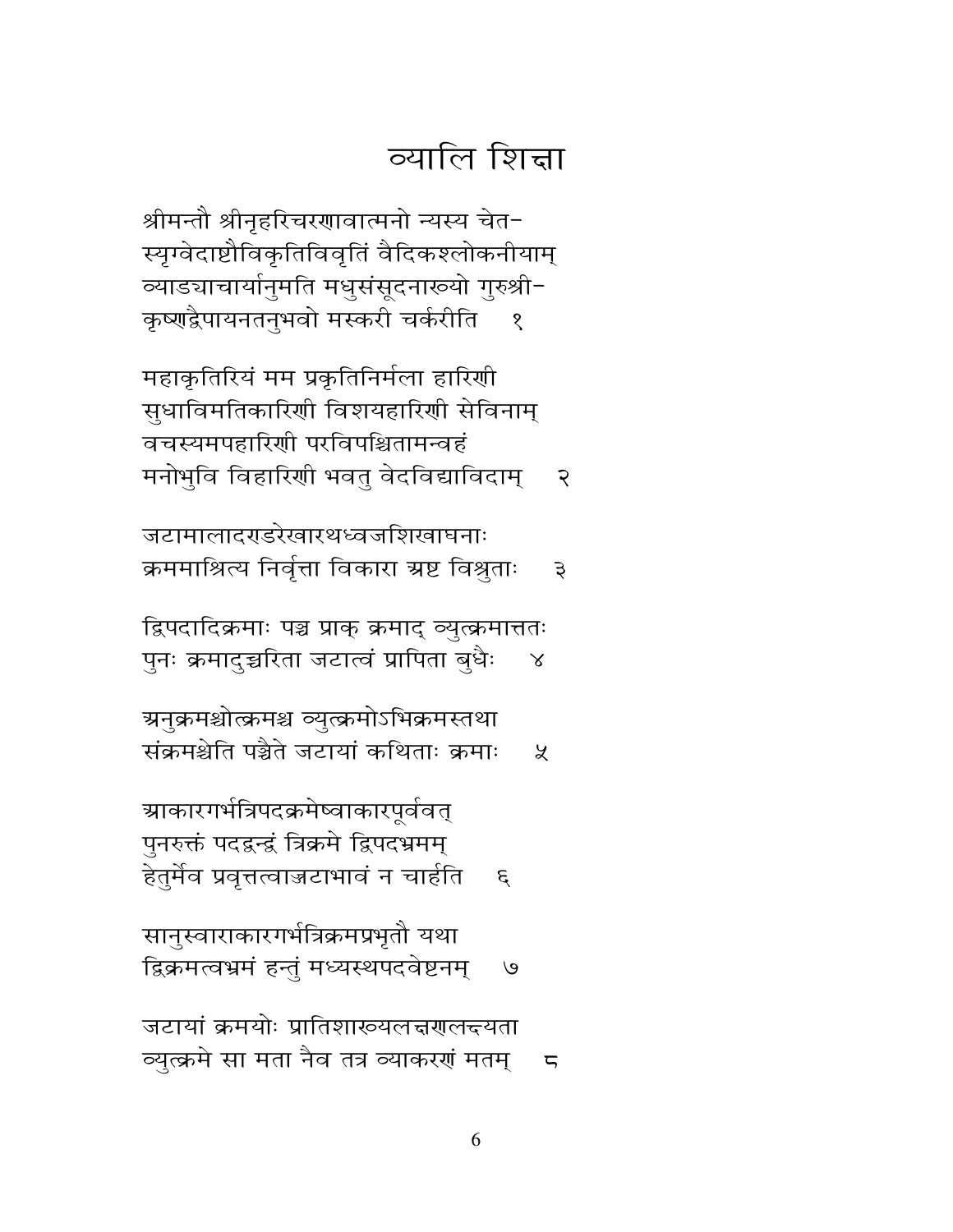# व्यालि शिक्षा

श्रीमन्तौ श्रीनृहरिचरणावात्मनो न्यस्य चेत-
स्यृग्वेदाष्टौविकृतिविवृतिं वैदिकश्लोकनीयाम्
व्याड्याचार्यानुमति मधुसंसूदनाख्यो गुरुश्री-
कृष्णद्वैपायनतनुभवो मस्करी चर्करीति १

महाकृतिरियं मम प्रकृतिनिर्मला हारिणी
सुधाविमतिकारिणी विशयहारिणी सेविनाम्
वचस्यमपहारिणी परविपश्चितामन्वहं
मनोभुवि विहारिणी भवतु वेदविद्याविदाम् २

जटामालादण्डरेखारथध्वजशिखाघनाः
क्रममाश्रित्य निर्वृत्ता विकारा अष्ट विश्रुताः ३

द्विपदादिक्रमाः पञ्च प्राक् क्रमाद् व्युत्क्रमात्ततः
पुनः क्रमादुच्चरिता जटात्वं प्रापिता बुधैः ४

अनुक्रमश्चोत्क्रमश्च व्युत्क्रमोऽभिक्रमस्तथा
संक्रमश्चेति पञ्चैते जटायां कथिताः क्रमाः ५

आकारगर्भत्रिपदक्रमेष्वाकारपूर्ववत्
पुनरुक्तं पदद्वन्द्वं त्रिक्रमे द्विपदभ्रमम्
हेतुर्मेव प्रवृत्तत्वाज्जटाभावं न चार्हति ६

सानुस्वाराकारगर्भत्रिक्रमप्रभृतौ यथा
द्विक्रमत्वभ्रमं हन्तुं मध्यस्थपदवेष्टनम् ७

जटायां क्रमयोः प्रातिशाख्यलक्षणलक्ष्यता
व्युत्क्रमे सा मता नैव तत्र व्याकरणं मतम् ८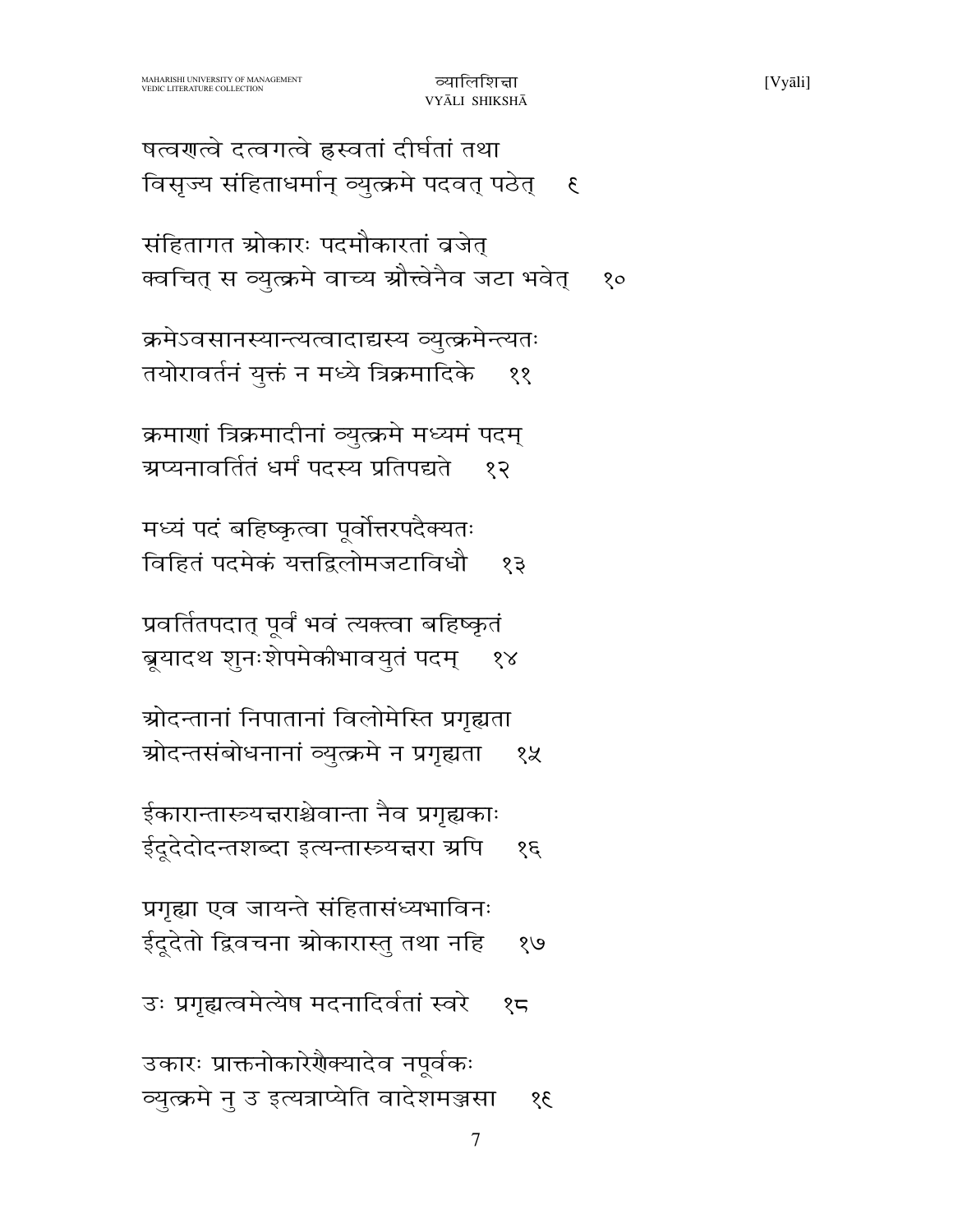षत्वणत्वे दत्वगत्वे ह्रस्वतां दीर्घतां तथा
विसृज्य संहिताधर्मान् व्युत्क्रमे पदवत् पठेत्    ९

संहितागत ओकारः पदमौकारतां व्रजेत्
क्वचित् स व्युत्क्रमे वाच्य औत्त्वेनैव जटा भवेत्    १०

क्रमेऽवसानस्यान्त्यत्वादाद्यस्य व्युत्क्रमेन्त्यतः
तयोरावर्तनं युक्तं न मध्ये त्रिक्रमादिके    ११

क्रमाणां त्रिक्रमादीनां व्युत्क्रमे मध्यमं पदम्
अप्यनावर्तितं धर्मं पदस्य प्रतिपद्यते    १२

मध्यं पदं बहिष्कृत्वा पूर्वोत्तरपदैक्यतः
विहितं पदमेकं यत्तद्विलोमजटाविधौ    १३

प्रवर्तितपदात् पूर्वं भवं त्यक्त्वा बहिष्कृतं
ब्रूयादथ शुनःशेपमेकीभावयुतं पदम्    १४

ओदन्तानां निपातानां विलोमेस्ति प्रगृह्यता
ओदन्तसंबोधनानां व्युत्क्रमे न प्रगृह्यता    १५

ईकारान्तास्त्र्यक्षराश्चेवान्ता नैव प्रगृह्यकाः
ईदूदेदोदन्तशब्दा इत्यन्तास्त्र्यक्षरा अपि    १६

प्रगृह्या एव जायन्ते संहितासंध्यभाविनः
ईदूदेतो द्विवचना ओकारास्तु तथा नहि    १७

उः प्रगृह्यत्वमेत्येष मदनादिर्वतां स्वरे    १८

उकारः प्राक्तनोकारेणैक्यादेव नपूर्वकः
व्युत्क्रमे नु उ इत्यत्राप्येति वादेशमञ्जसा    १९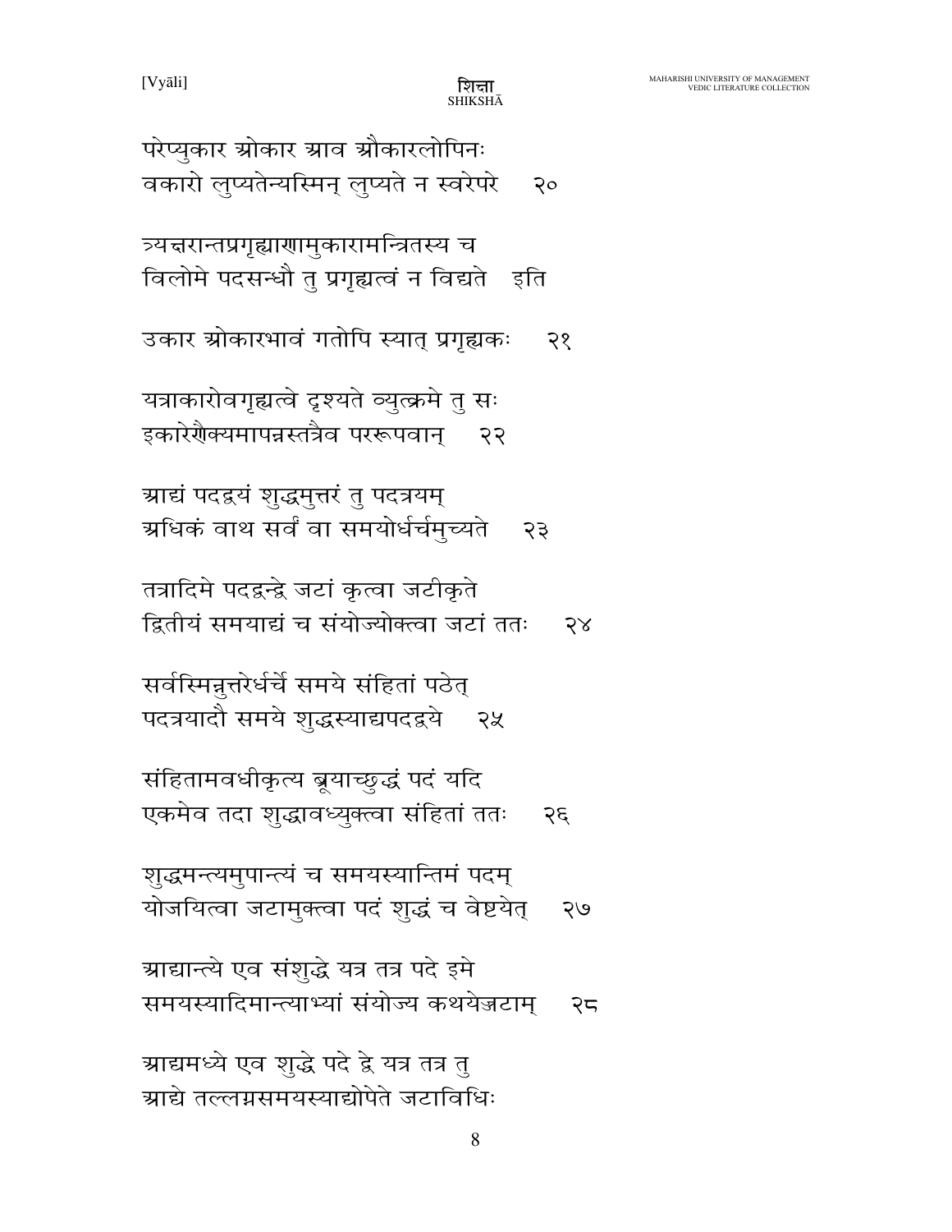परेष्युकार ओकार आव औकारलोपिनः
वकारो लुप्यतेन्यस्मिन् लुप्यते न स्वरेपरे  २०

त्र्यक्षरान्तप्रगृह्याणामुकारामन्त्रितस्य च
विलोमे पदसन्धौ तु प्रगृह्यत्वं न विद्यते  इति

उकार ओकारभावं गतोपि स्यात् प्रगृह्यकः  २१

यत्राकारोवगृह्यत्वे दृश्यते व्युत्क्रमे तु सः
इकारेणैक्यमापन्नस्तत्रैव पररूपवान्  २२

आद्यं पदद्वयं शुद्धमुत्तरं तु पदत्रयम्
अधिकं वाथ सर्वं वा समयोर्धर्चमुच्यते  २३

तत्रादिमे पदद्वन्द्वे जटां कृत्वा जटीकृते
द्वितीयं समयाद्यं च संयोज्योक्त्वा जटां ततः  २४

सर्वस्मिन्नुत्तरेर्धर्चे समये संहितां पठेत्
पदत्रयादौ समये शुद्धस्याद्यपदद्वये  २५

संहितामवधीकृत्य ब्रूयाच्छुद्धं पदं यदि
एकमेव तदा शुद्धावध्युक्त्वा संहितां ततः  २६

शुद्धमन्त्यमुपान्त्यं च समयस्यान्तिमं पदम्
योजयित्वा जटामुक्त्वा पदं शुद्धं च वेष्टयेत्  २७

आद्यान्त्ये एव संशुद्धे यत्र तत्र पदे इमे
समयस्यादिमान्त्याभ्यां संयोज्य कथयेज्जटाम्  २८

आद्यमध्ये एव शुद्धे पदे द्वे यत्र तत्र तु
आद्ये तल्लग्नसमयस्याद्योपेते जटाविधिः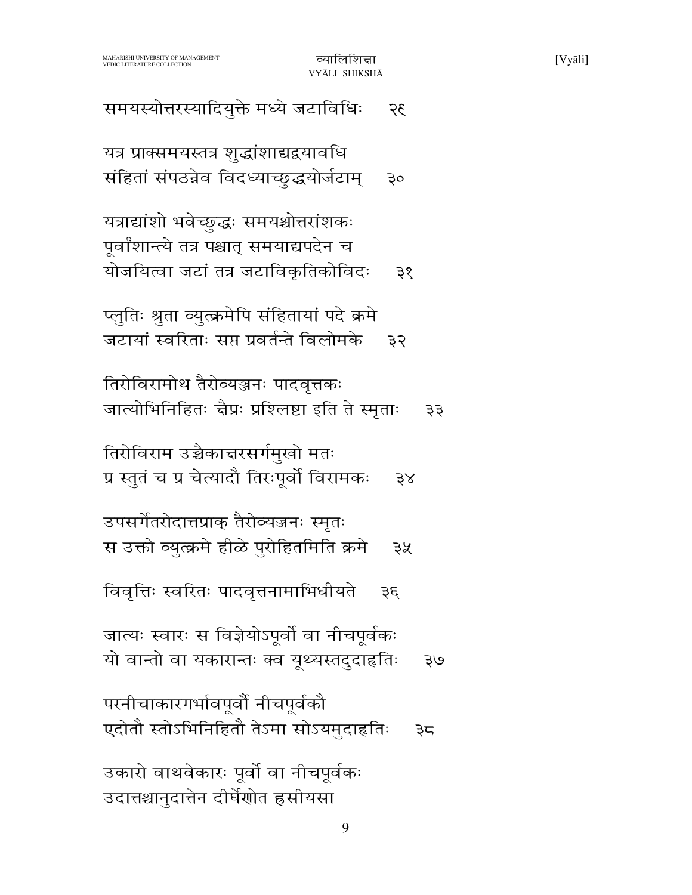समयस्योत्तरस्यादियुक्ते मध्ये जटाविधिः   २९

यत्र प्राक्समयस्तत्र शुद्धांशाद्यद्वयावधि
संहितां संपठन्नेव विदध्याच्छुद्धयोर्जटाम्   ३०

यत्राद्यांशो भवेच्छुद्धः समयश्चोत्तरांशकः
पूर्वांशान्त्ये तत्र पश्चात् समयाद्यपदेन च
योजयित्वा जटां तत्र जटाविकृतिकोविदः   ३१

प्लुतिः श्रुता व्युत्क्रमेपि संहितायां पदे क्रमे
जटायां स्वरिताः सप्त प्रवर्तन्ते विलोमके   ३२

तिरोविरामोथ तैरोव्यञ्जनः पादवृत्तकः
जात्योभिनिहितः क्षैप्रः प्रश्लिष्टा इति ते स्मृताः   ३३

तिरोविराम उच्चैकाक्षरसर्गमुखो मतः
प्र स्तुतं च प्र चेत्यादौ तिरःपूर्वो विरामकः   ३४

उपसर्गेतरोदात्तप्राक् तैरोव्यञ्जनः स्मृतः
स उक्तो व्युत्क्रमे हीळे पुरोहितमिति क्रमे   ३५

विवृत्तिः स्वरितः पादवृत्तनामाभिधीयते   ३६

जात्यः स्वारः स विज्ञेयोऽपूर्वो वा नीचपूर्वकः
यो वान्तो वा यकारान्तः क्व यूथ्यस्तदुदाहृतिः   ३७

परनीचाकारगर्भावपूर्वौ नीचपूर्वकौ
एदोतौ स्तोऽभिनिहितौ तेऽमा सोऽयमुदाहृतिः   ३८

उकारो वाथवेकारः पूर्वो वा नीचपूर्वकः
उदात्तश्चानुदात्तेन दीर्घेणोत ह्रसीयसा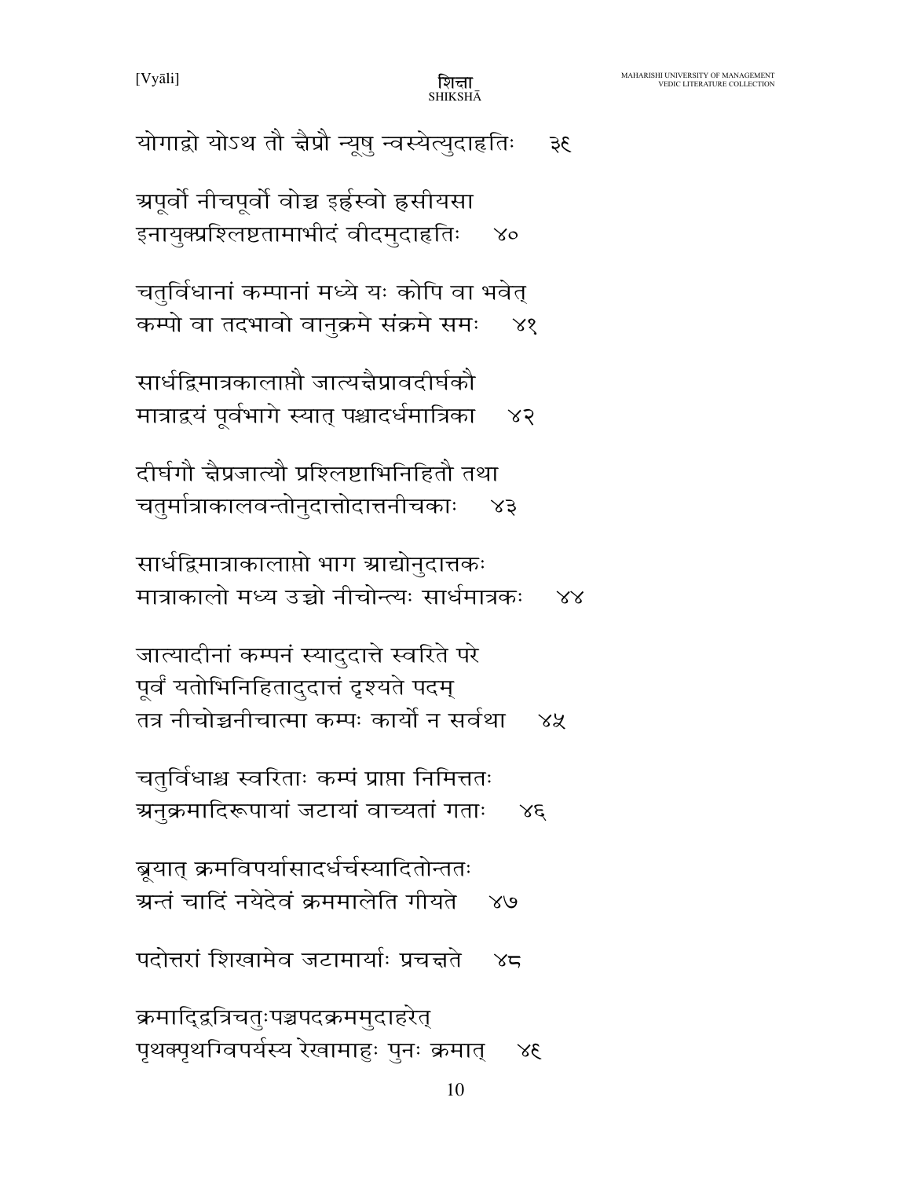योगाद्वो योऽथ तौ चैप्रौ न्यूषु न्वस्येत्युदाहृतिः   ३९

अपूर्वो नीचपूर्वो वोच्च इर्ह्रस्वो ह्रसीयसा
इनायुक्प्रश्लिष्टतामाभीदं वीदमुदाहृतिः   ४०

चतुर्विधानां कम्पानां मध्ये यः कोपि वा भवेत्
कम्पो वा तदभावो वानुक्रमे संक्रमे समः   ४१

सार्धद्विमात्रकालाप्तौ जात्यक्षैप्रावदीर्घकौ
मात्राद्वयं पूर्वभागे स्यात् पश्चादर्धमात्रिका   ४२

दीर्घगौ क्षैप्रजात्यौ प्रश्लिष्टाभिनिहितौ तथा
चतुर्मात्राकालवन्तोनुदात्तोदात्तनीचकाः   ४३

सार्धद्विमात्राकालाप्तो भाग आद्योनुदात्तकः
मात्राकालो मध्य उच्चो नीचोन्त्यः सार्धमात्रकः   ४४

जात्यादीनां कम्पनं स्यादुदात्ते स्वरिते परे
पूर्वं यतोभिनिहितादुदात्तं दृश्यते पदम्
तत्र नीचोच्चनीचात्मा कम्पः कार्यो न सर्वथा   ४५

चतुर्विधाश्च स्वरिताः कम्पं प्राप्ता निमित्ततः
अनुक्रमादिरूपायां जटायां वाच्यतां गताः   ४६

ब्रूयात् क्रमविपर्यासादर्धर्चस्यादितोन्ततः
अन्तं चादिं नयेदेवं क्रममालेति गीयते   ४७

पदोत्तरां शिखामेव जटामार्याः प्रचक्षते   ४८

क्रमादिद्वित्रिचतुःपञ्चपदक्रममुदाहरेत्
पृथक्पृथग्विपर्यस्य रेखामाहुः पुनः क्रमात्   ४९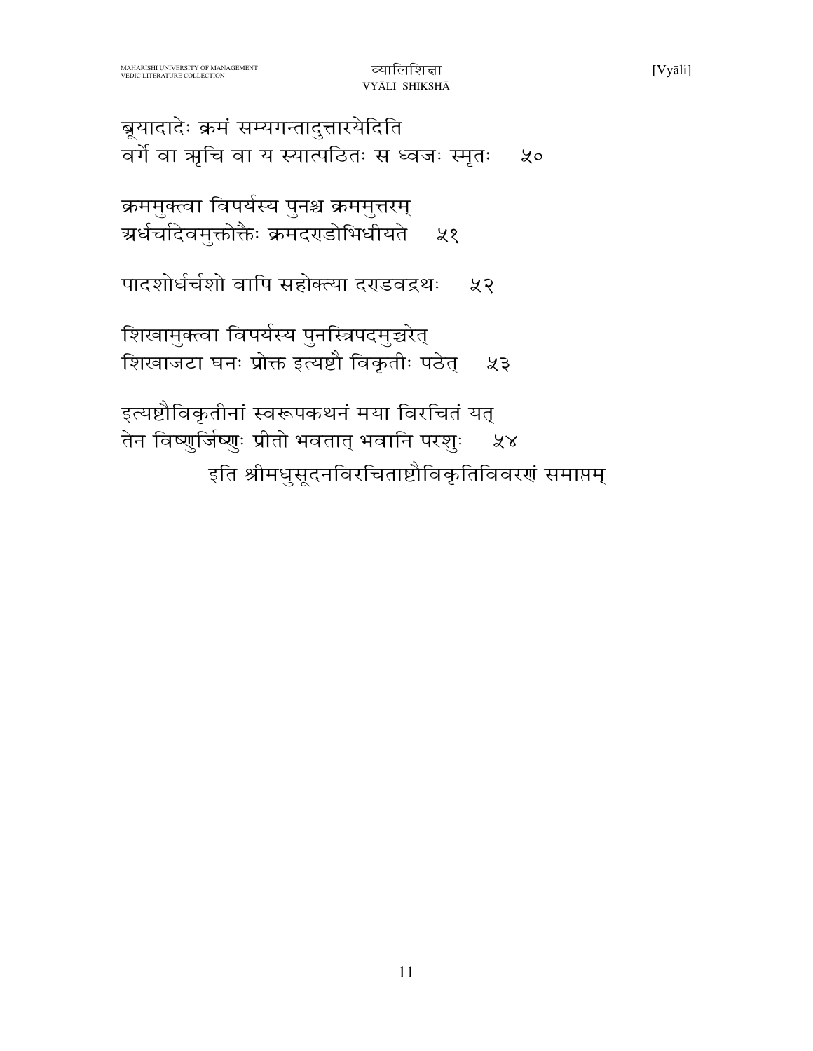ब्रूयादादेः क्रमं सम्यगन्तादुत्तारयेदिति
वर्गे वा ऋचि वा य स्यात्पठितः स ध्वजः स्मृतः ५०

क्रममुक्त्वा विपर्यस्य पुनश्च क्रममुत्तरम्
अर्धर्चादिवमुक्तोक्तैः क्रमदण्डोभिधीयते ५१

पादशोर्धर्चशो वापि सहोक्त्या दण्डवद्रथः ५२

शिखामुक्त्वा विपर्यस्य पुनस्त्रिपदमुच्चरेत्
शिखाजटा घनः प्रोक्त इत्यष्टौ विकृतीः पठेत् ५३

इत्यष्टौविकृतीनां स्वरूपकथनं मया विरचितं यत्
तेन विष्णुर्जिष्णुः प्रीतो भवतात् भवानि परशुः ५४

इति श्रीमधुसूदनविरचिताष्टौविकृतिविवरणं समाप्तम्